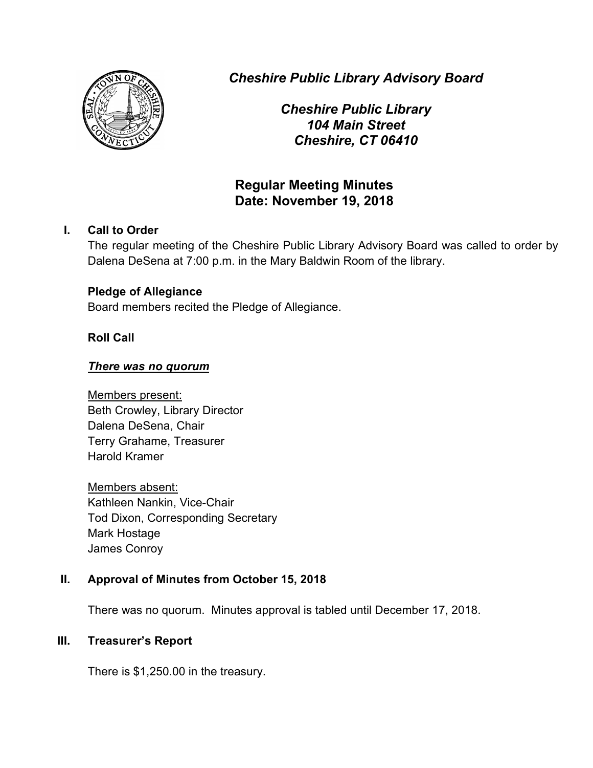***Cheshire Public Library Advisory Board***

***Cheshire Public Library***
***104 Main Street***
***Cheshire, CT 06410***

## Regular Meeting Minutes
## Date: November 19, 2018

### I. Call to Order

The regular meeting of the Cheshire Public Library Advisory Board was called to order by Dalena DeSena at 7:00 p.m. in the Mary Baldwin Room of the library.

**Pledge of Allegiance**

Board members recited the Pledge of Allegiance.

**Roll Call**

***There was no quorum***

Members present:
Beth Crowley, Library Director
Dalena DeSena, Chair
Terry Grahame, Treasurer
Harold Kramer

Members absent:
Kathleen Nankin, Vice-Chair
Tod Dixon, Corresponding Secretary
Mark Hostage
James Conroy

### II. Approval of Minutes from October 15, 2018

There was no quorum. Minutes approval is tabled until December 17, 2018.

### III. Treasurer's Report

There is $1,250.00 in the treasury.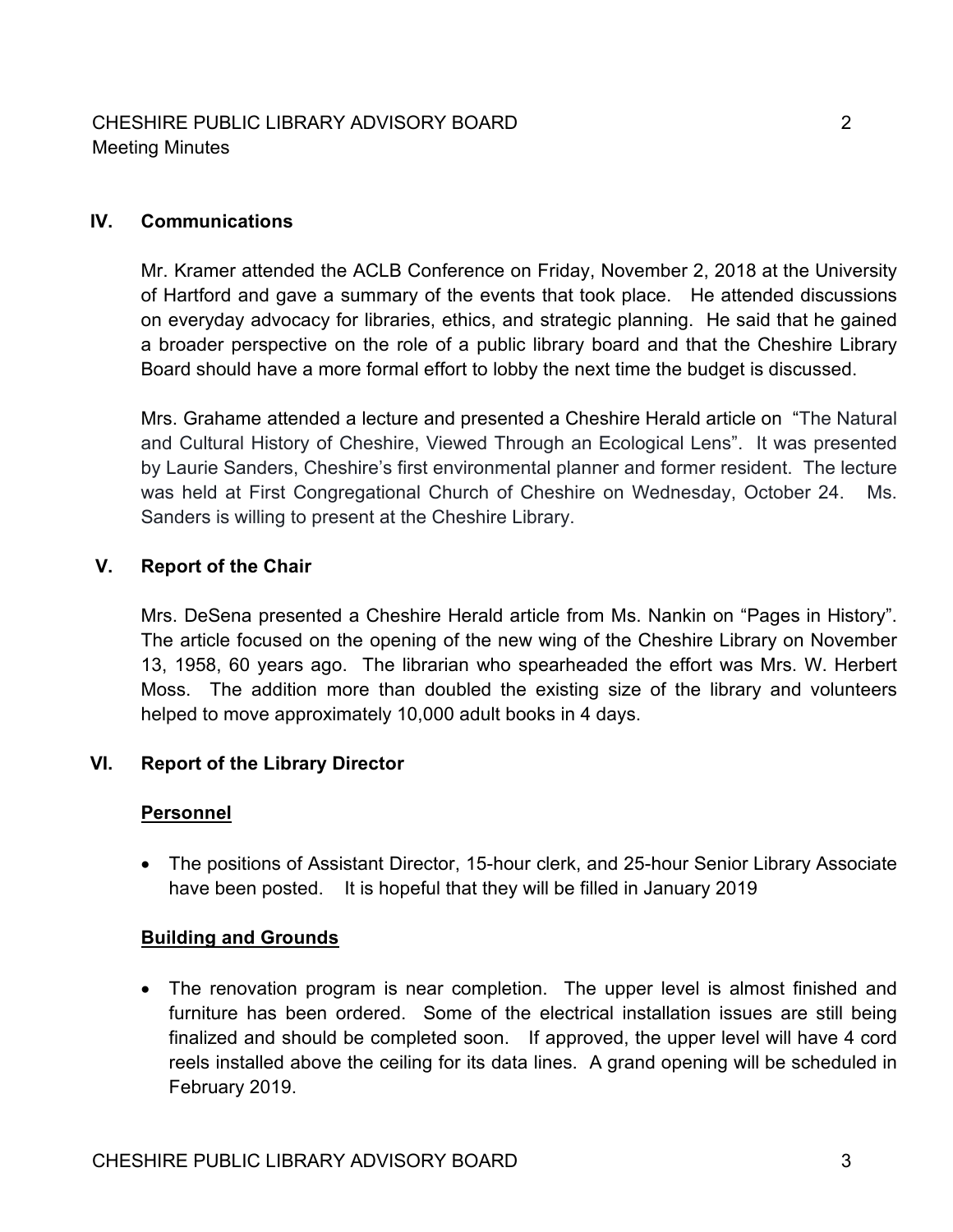## IV. Communications

Mr. Kramer attended the ACLB Conference on Friday, November 2, 2018 at the University of Hartford and gave a summary of the events that took place. He attended discussions on everyday advocacy for libraries, ethics, and strategic planning. He said that he gained a broader perspective on the role of a public library board and that the Cheshire Library Board should have a more formal effort to lobby the next time the budget is discussed.

Mrs. Grahame attended a lecture and presented a Cheshire Herald article on "The Natural and Cultural History of Cheshire, Viewed Through an Ecological Lens". It was presented by Laurie Sanders, Cheshire's first environmental planner and former resident. The lecture was held at First Congregational Church of Cheshire on Wednesday, October 24. Ms. Sanders is willing to present at the Cheshire Library.

## V. Report of the Chair

Mrs. DeSena presented a Cheshire Herald article from Ms. Nankin on "Pages in History". The article focused on the opening of the new wing of the Cheshire Library on November 13, 1958, 60 years ago. The librarian who spearheaded the effort was Mrs. W. Herbert Moss. The addition more than doubled the existing size of the library and volunteers helped to move approximately 10,000 adult books in 4 days.

## VI. Report of the Library Director

### Personnel

- The positions of Assistant Director, 15-hour clerk, and 25-hour Senior Library Associate have been posted. It is hopeful that they will be filled in January 2019

### Building and Grounds

- The renovation program is near completion. The upper level is almost finished and furniture has been ordered. Some of the electrical installation issues are still being finalized and should be completed soon. If approved, the upper level will have 4 cord reels installed above the ceiling for its data lines. A grand opening will be scheduled in February 2019.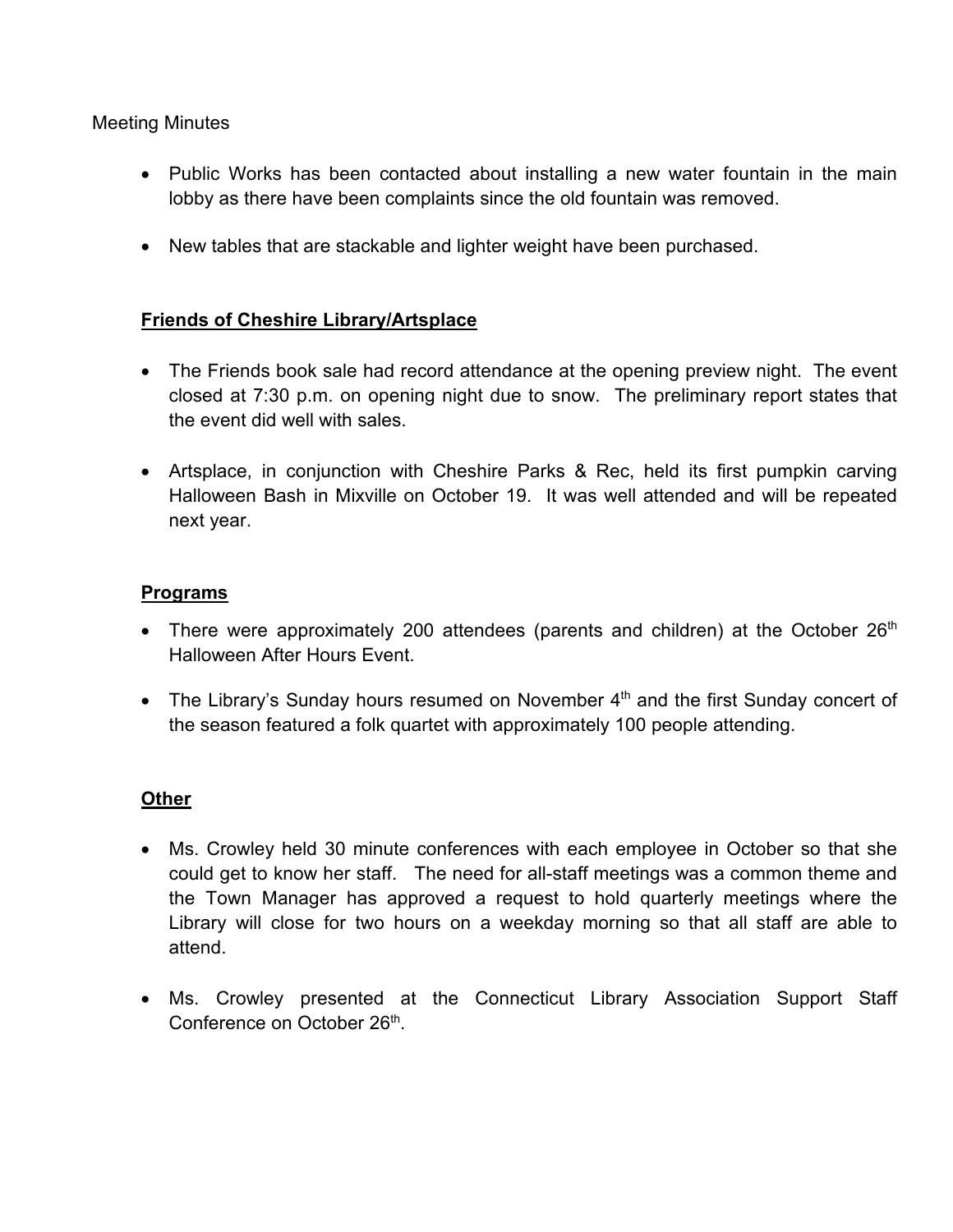Meeting Minutes

- Public Works has been contacted about installing a new water fountain in the main lobby as there have been complaints since the old fountain was removed.
- New tables that are stackable and lighter weight have been purchased.

**Friends of Cheshire Library/Artsplace**

- The Friends book sale had record attendance at the opening preview night. The event closed at 7:30 p.m. on opening night due to snow. The preliminary report states that the event did well with sales.
- Artsplace, in conjunction with Cheshire Parks & Rec, held its first pumpkin carving Halloween Bash in Mixville on October 19. It was well attended and will be repeated next year.

**Programs**

- There were approximately 200 attendees (parents and children) at the October 26th Halloween After Hours Event.
- The Library's Sunday hours resumed on November 4th and the first Sunday concert of the season featured a folk quartet with approximately 100 people attending.

**Other**

- Ms. Crowley held 30 minute conferences with each employee in October so that she could get to know her staff. The need for all-staff meetings was a common theme and the Town Manager has approved a request to hold quarterly meetings where the Library will close for two hours on a weekday morning so that all staff are able to attend.
- Ms. Crowley presented at the Connecticut Library Association Support Staff Conference on October 26th.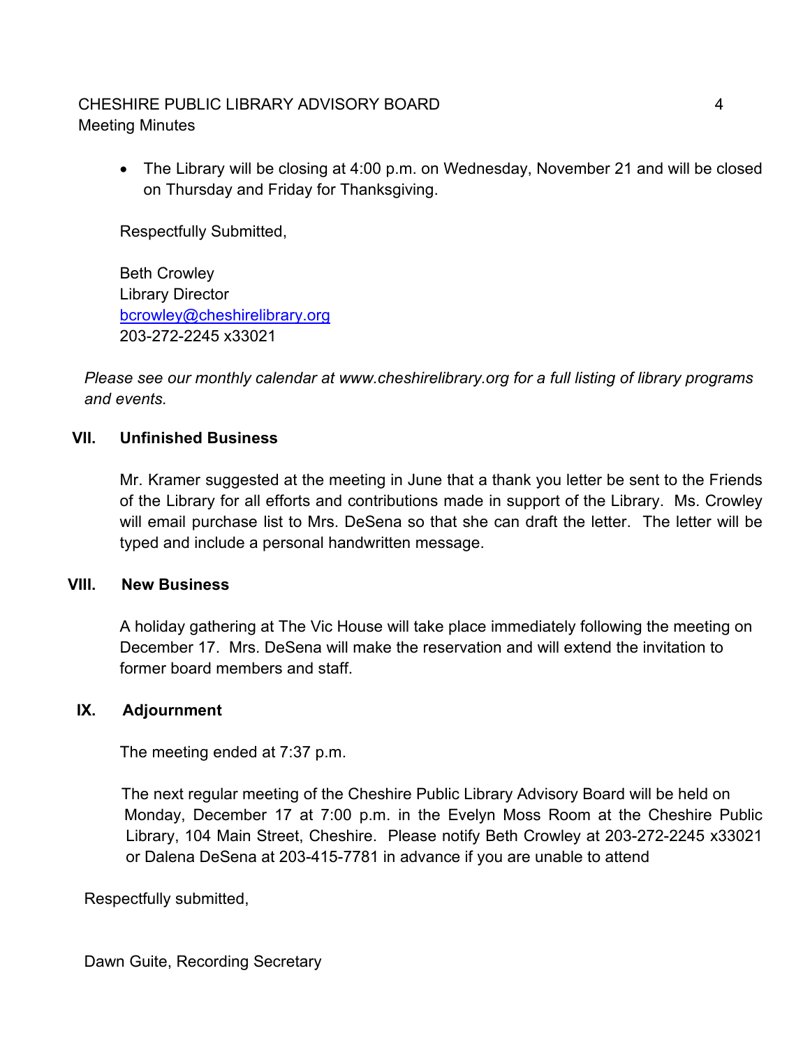- The Library will be closing at 4:00 p.m. on Wednesday, November 21 and will be closed on Thursday and Friday for Thanksgiving.

Respectfully Submitted,

Beth Crowley
Library Director
bcrowley@cheshirelibrary.org
203-272-2245 x33021

*Please see our monthly calendar at www.cheshirelibrary.org for a full listing of library programs and events.*

## VII. Unfinished Business

Mr. Kramer suggested at the meeting in June that a thank you letter be sent to the Friends of the Library for all efforts and contributions made in support of the Library. Ms. Crowley will email purchase list to Mrs. DeSena so that she can draft the letter. The letter will be typed and include a personal handwritten message.

## VIII. New Business

A holiday gathering at The Vic House will take place immediately following the meeting on December 17. Mrs. DeSena will make the reservation and will extend the invitation to former board members and staff.

## IX. Adjournment

The meeting ended at 7:37 p.m.

The next regular meeting of the Cheshire Public Library Advisory Board will be held on Monday, December 17 at 7:00 p.m. in the Evelyn Moss Room at the Cheshire Public Library, 104 Main Street, Cheshire. Please notify Beth Crowley at 203-272-2245 x33021 or Dalena DeSena at 203-415-7781 in advance if you are unable to attend

Respectfully submitted,

Dawn Guite, Recording Secretary